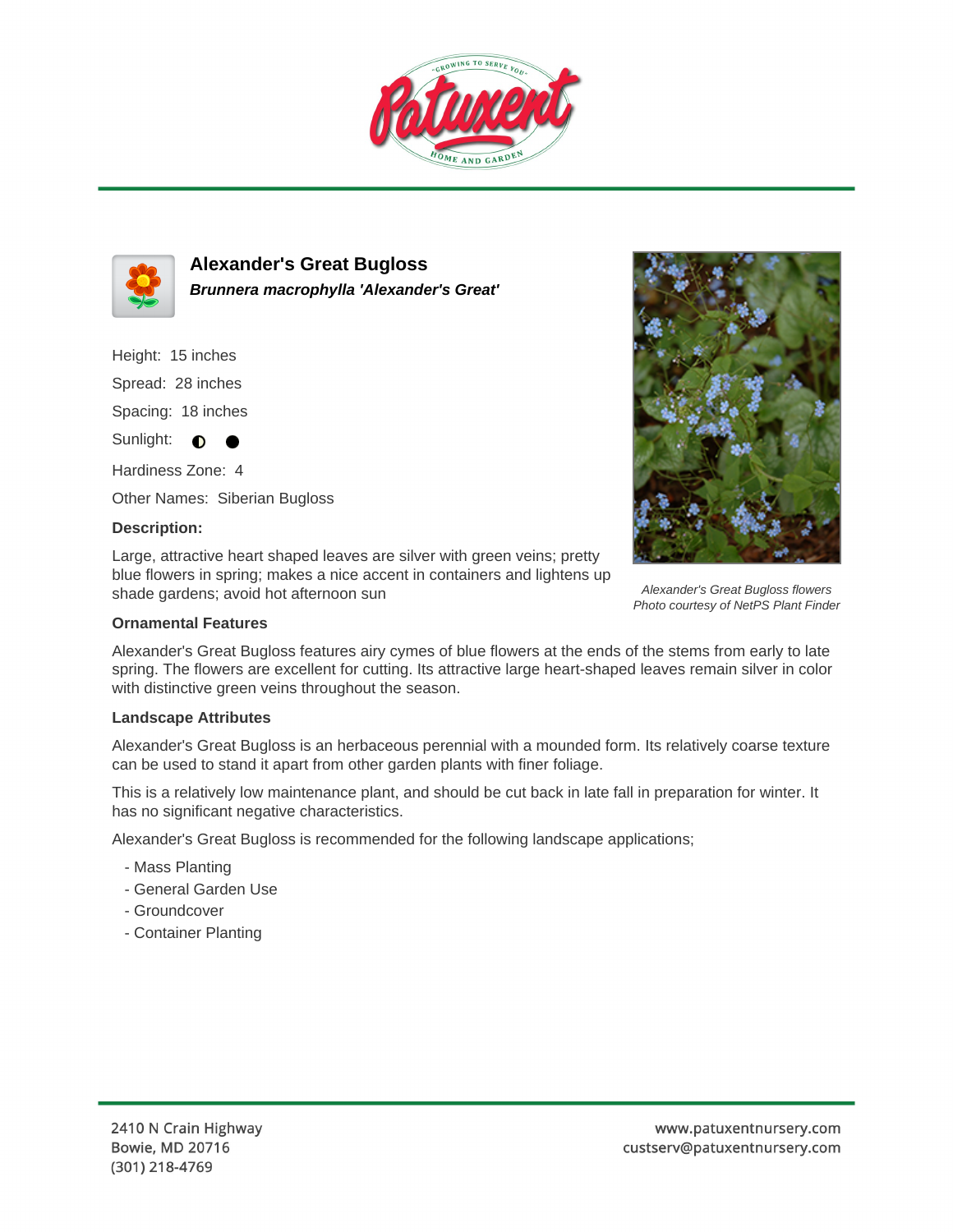# Alexander's Great Bugloss

***Brunnera macrophylla 'Alexander's Great'***

Height: 15 inches

Spread: 28 inches

Spacing: 18 inches

Sunlight: ◐ ●

Hardiness Zone: 4

Other Names: Siberian Bugloss

**Description:**

Large, attractive heart shaped leaves are silver with green veins; pretty blue flowers in spring; makes a nice accent in containers and lightens up shade gardens; avoid hot afternoon sun

*Alexander's Great Bugloss flowers*
*Photo courtesy of NetPS Plant Finder*

### Ornamental Features

Alexander's Great Bugloss features airy cymes of blue flowers at the ends of the stems from early to late spring. The flowers are excellent for cutting. Its attractive large heart-shaped leaves remain silver in color with distinctive green veins throughout the season.

### Landscape Attributes

Alexander's Great Bugloss is an herbaceous perennial with a mounded form. Its relatively coarse texture can be used to stand it apart from other garden plants with finer foliage.

This is a relatively low maintenance plant, and should be cut back in late fall in preparation for winter. It has no significant negative characteristics.

Alexander's Great Bugloss is recommended for the following landscape applications;

- Mass Planting
- General Garden Use
- Groundcover
- Container Planting

2410 N Crain Highway
Bowie, MD 20716
(301) 218-4769

www.patuxentnursery.com
custserv@patuxentnursery.com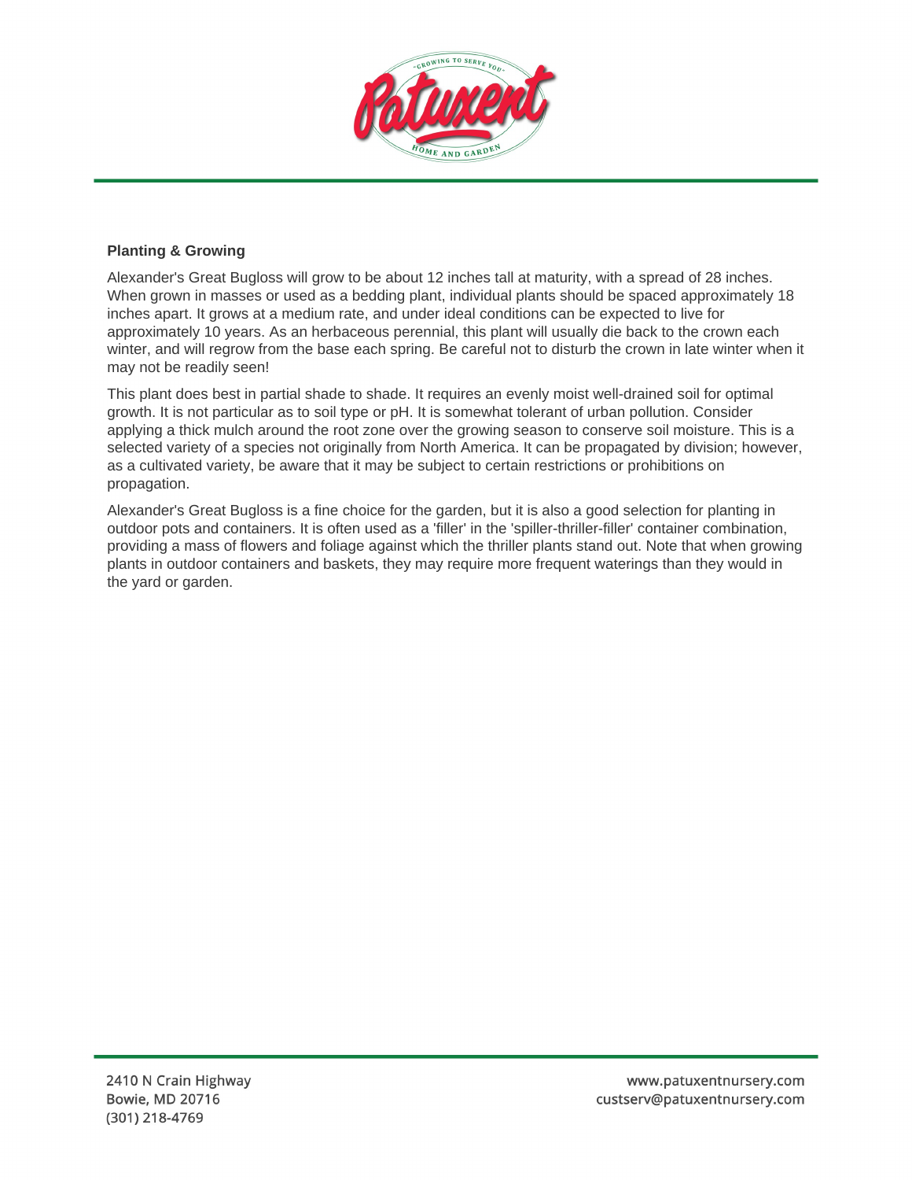## Planting & Growing

Alexander's Great Bugloss will grow to be about 12 inches tall at maturity, with a spread of 28 inches. When grown in masses or used as a bedding plant, individual plants should be spaced approximately 18 inches apart. It grows at a medium rate, and under ideal conditions can be expected to live for approximately 10 years. As an herbaceous perennial, this plant will usually die back to the crown each winter, and will regrow from the base each spring. Be careful not to disturb the crown in late winter when it may not be readily seen!

This plant does best in partial shade to shade. It requires an evenly moist well-drained soil for optimal growth. It is not particular as to soil type or pH. It is somewhat tolerant of urban pollution. Consider applying a thick mulch around the root zone over the growing season to conserve soil moisture. This is a selected variety of a species not originally from North America. It can be propagated by division; however, as a cultivated variety, be aware that it may be subject to certain restrictions or prohibitions on propagation.

Alexander's Great Bugloss is a fine choice for the garden, but it is also a good selection for planting in outdoor pots and containers. It is often used as a 'filler' in the 'spiller-thriller-filler' container combination, providing a mass of flowers and foliage against which the thriller plants stand out. Note that when growing plants in outdoor containers and baskets, they may require more frequent waterings than they would in the yard or garden.